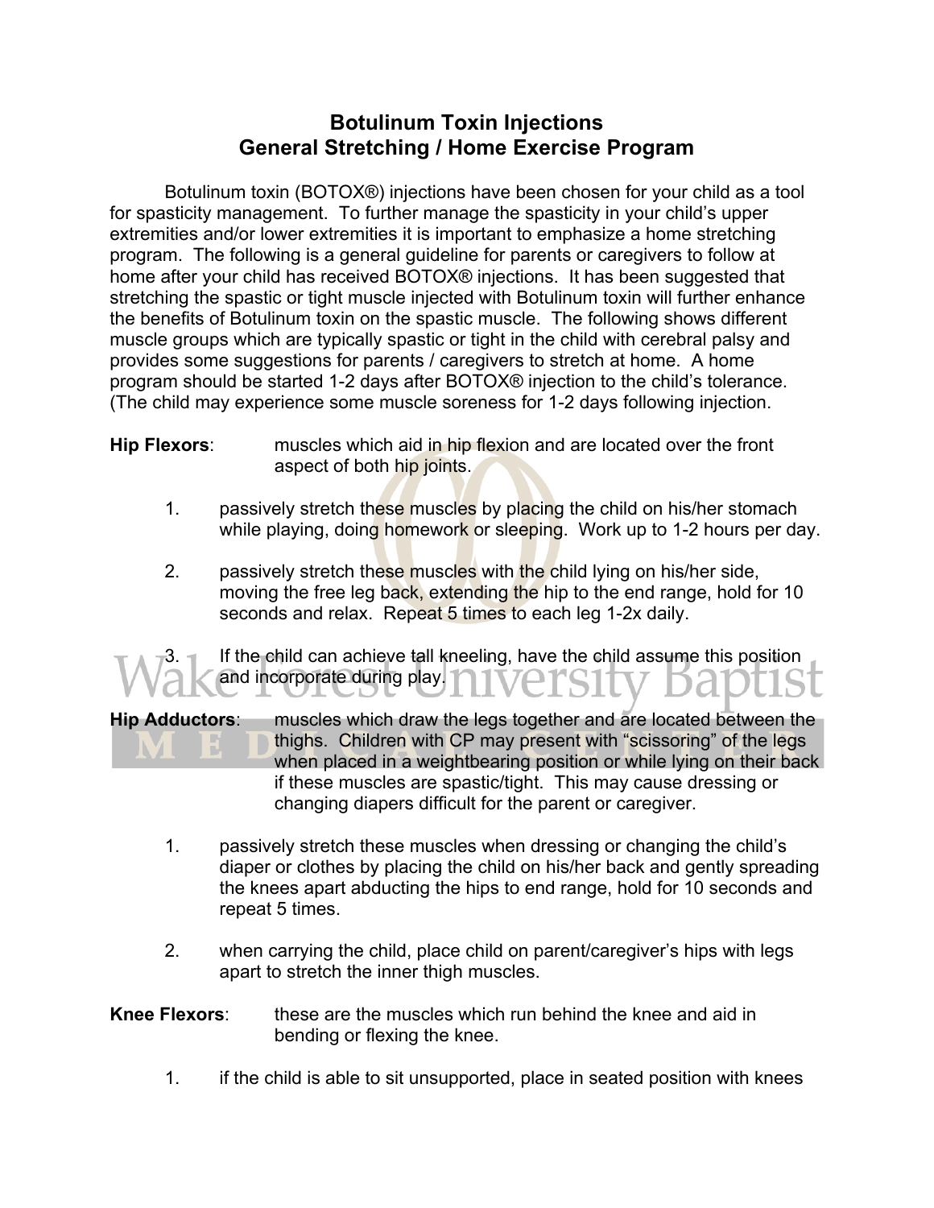# Botulinum Toxin Injections
## General Stretching / Home Exercise Program

Botulinum toxin (BOTOX®) injections have been chosen for your child as a tool for spasticity management. To further manage the spasticity in your child's upper extremities and/or lower extremities it is important to emphasize a home stretching program. The following is a general guideline for parents or caregivers to follow at home after your child has received BOTOX® injections. It has been suggested that stretching the spastic or tight muscle injected with Botulinum toxin will further enhance the benefits of Botulinum toxin on the spastic muscle. The following shows different muscle groups which are typically spastic or tight in the child with cerebral palsy and provides some suggestions for parents / caregivers to stretch at home. A home program should be started 1-2 days after BOTOX® injection to the child's tolerance. (The child may experience some muscle soreness for 1-2 days following injection.

**Hip Flexors**: muscles which aid in hip flexion and are located over the front aspect of both hip joints.

1. passively stretch these muscles by placing the child on his/her stomach while playing, doing homework or sleeping. Work up to 1-2 hours per day.
2. passively stretch these muscles with the child lying on his/her side, moving the free leg back, extending the hip to the end range, hold for 10 seconds and relax. Repeat 5 times to each leg 1-2x daily.
3. If the child can achieve tall kneeling, have the child assume this position and incorporate during play.

**Hip Adductors**: muscles which draw the legs together and are located between the thighs. Children with CP may present with "scissoring" of the legs when placed in a weightbearing position or while lying on their back if these muscles are spastic/tight. This may cause dressing or changing diapers difficult for the parent or caregiver.

1. passively stretch these muscles when dressing or changing the child's diaper or clothes by placing the child on his/her back and gently spreading the knees apart abducting the hips to end range, hold for 10 seconds and repeat 5 times.
2. when carrying the child, place child on parent/caregiver's hips with legs apart to stretch the inner thigh muscles.

**Knee Flexors**: these are the muscles which run behind the knee and aid in bending or flexing the knee.

1. if the child is able to sit unsupported, place in seated position with knees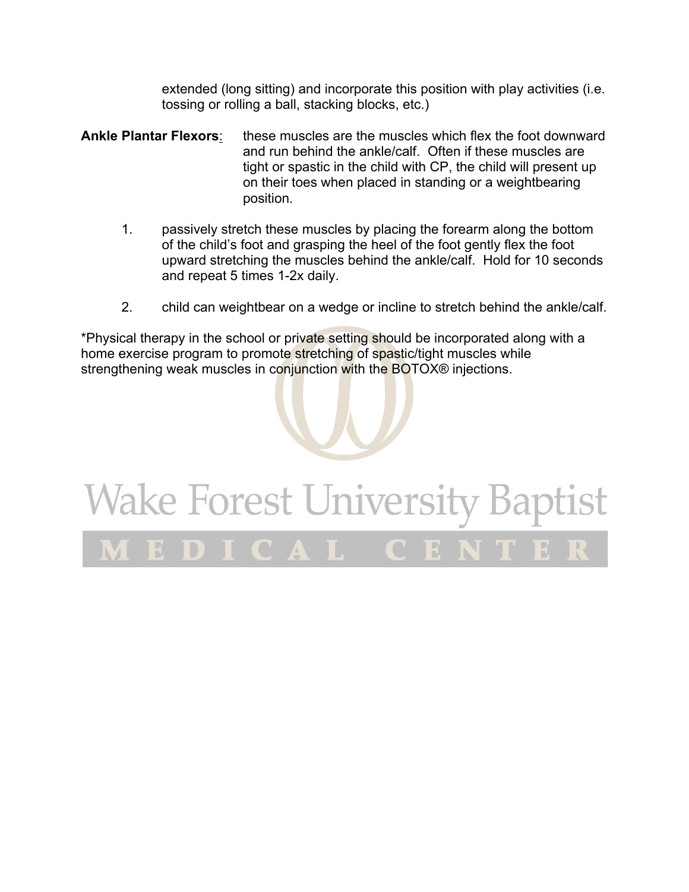extended (long sitting) and incorporate this position with play activities (i.e. tossing or rolling a ball, stacking blocks, etc.)

**Ankle Plantar Flexors**: these muscles are the muscles which flex the foot downward and run behind the ankle/calf. Often if these muscles are tight or spastic in the child with CP, the child will present up on their toes when placed in standing or a weightbearing position.

1. passively stretch these muscles by placing the forearm along the bottom of the child's foot and grasping the heel of the foot gently flex the foot upward stretching the muscles behind the ankle/calf. Hold for 10 seconds and repeat 5 times 1-2x daily.

2. child can weightbear on a wedge or incline to stretch behind the ankle/calf.

*Physical therapy in the school or private setting should be incorporated along with a home exercise program to promote stretching of spastic/tight muscles while strengthening weak muscles in conjunction with the BOTOX® injections.

Wake Forest University Baptist

MEDICAL CENTER